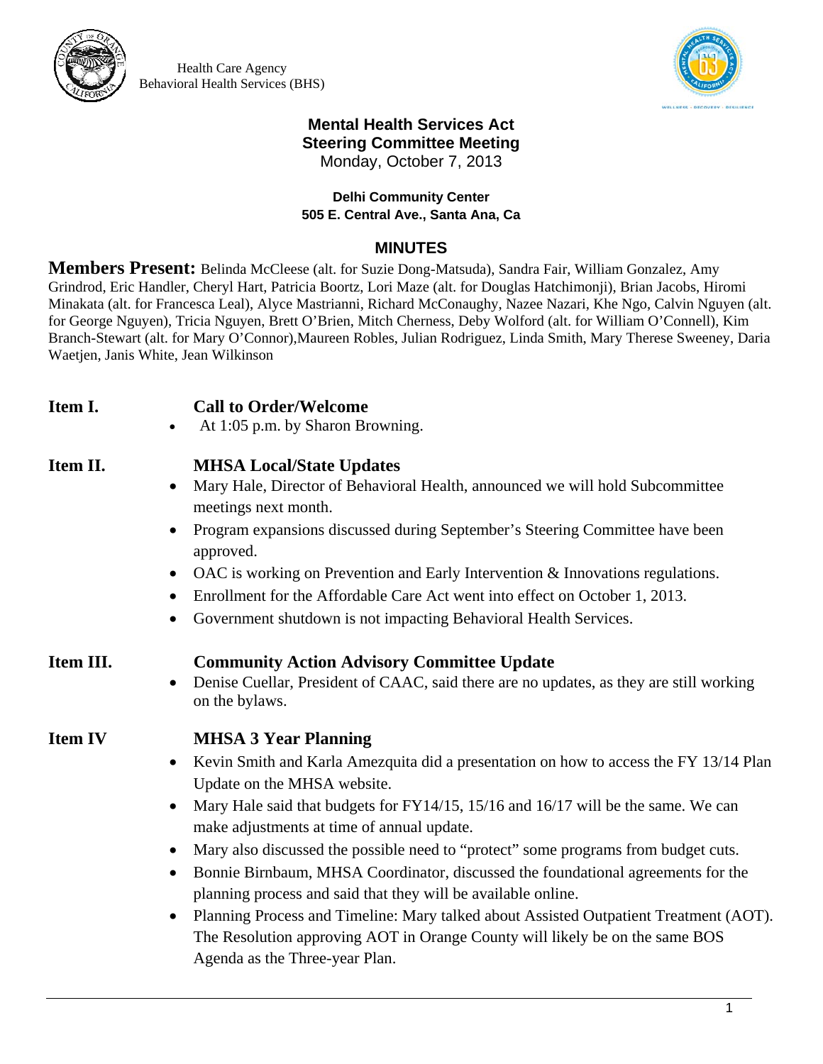Health Care Agency
Behavioral Health Services (BHS)

**Mental Health Services Act**
**Steering Committee Meeting**
Monday, October 7, 2013

**Delhi Community Center**
**505 E. Central Ave., Santa Ana, Ca**

## MINUTES

**Members Present:** Belinda McCleese (alt. for Suzie Dong-Matsuda), Sandra Fair, William Gonzalez, Amy Grindrod, Eric Handler, Cheryl Hart, Patricia Boortz, Lori Maze (alt. for Douglas Hatchimonji), Brian Jacobs, Hiromi Minakata (alt. for Francesca Leal), Alyce Mastrianni, Richard McConaughy, Nazee Nazari, Khe Ngo, Calvin Nguyen (alt. for George Nguyen), Tricia Nguyen, Brett O'Brien, Mitch Cherness, Deby Wolford (alt. for William O'Connell), Kim Branch-Stewart (alt. for Mary O'Connor), Maureen Robles, Julian Rodriguez, Linda Smith, Mary Therese Sweeney, Daria Waetjen, Janis White, Jean Wilkinson

**Item I. Call to Order/Welcome**

- At 1:05 p.m. by Sharon Browning.

**Item II. MHSA Local/State Updates**

- Mary Hale, Director of Behavioral Health, announced we will hold Subcommittee meetings next month.
- Program expansions discussed during September's Steering Committee have been approved.
- OAC is working on Prevention and Early Intervention & Innovations regulations.
- Enrollment for the Affordable Care Act went into effect on October 1, 2013.
- Government shutdown is not impacting Behavioral Health Services.

**Item III. Community Action Advisory Committee Update**

- Denise Cuellar, President of CAAC, said there are no updates, as they are still working on the bylaws.

**Item IV MHSA 3 Year Planning**

- Kevin Smith and Karla Amezquita did a presentation on how to access the FY 13/14 Plan Update on the MHSA website.
- Mary Hale said that budgets for FY14/15, 15/16 and 16/17 will be the same. We can make adjustments at time of annual update.
- Mary also discussed the possible need to "protect" some programs from budget cuts.
- Bonnie Birnbaum, MHSA Coordinator, discussed the foundational agreements for the planning process and said that they will be available online.
- Planning Process and Timeline: Mary talked about Assisted Outpatient Treatment (AOT). The Resolution approving AOT in Orange County will likely be on the same BOS Agenda as the Three-year Plan.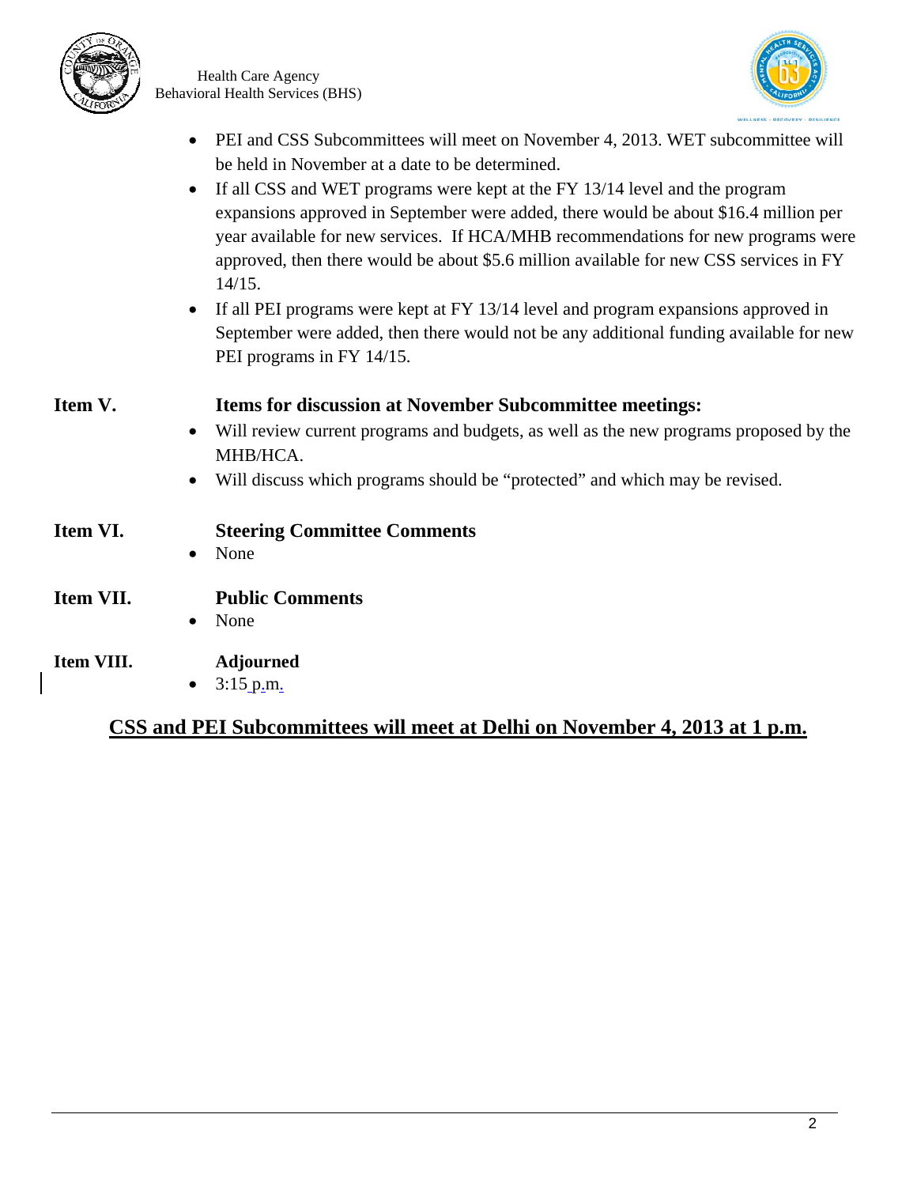- PEI and CSS Subcommittees will meet on November 4, 2013. WET subcommittee will be held in November at a date to be determined.
- If all CSS and WET programs were kept at the FY 13/14 level and the program expansions approved in September were added, there would be about $16.4 million per year available for new services. If HCA/MHB recommendations for new programs were approved, then there would be about $5.6 million available for new CSS services in FY 14/15.
- If all PEI programs were kept at FY 13/14 level and program expansions approved in September were added, then there would not be any additional funding available for new PEI programs in FY 14/15.

**Item V. Items for discussion at November Subcommittee meetings:**

- Will review current programs and budgets, as well as the new programs proposed by the MHB/HCA.
- Will discuss which programs should be "protected" and which may be revised.

**Item VI. Steering Committee Comments**

- None

**Item VII. Public Comments**

- None

**Item VIII. Adjourned**

- 3:15 p.m.

**CSS and PEI Subcommittees will meet at Delhi on November 4, 2013 at 1 p.m.**